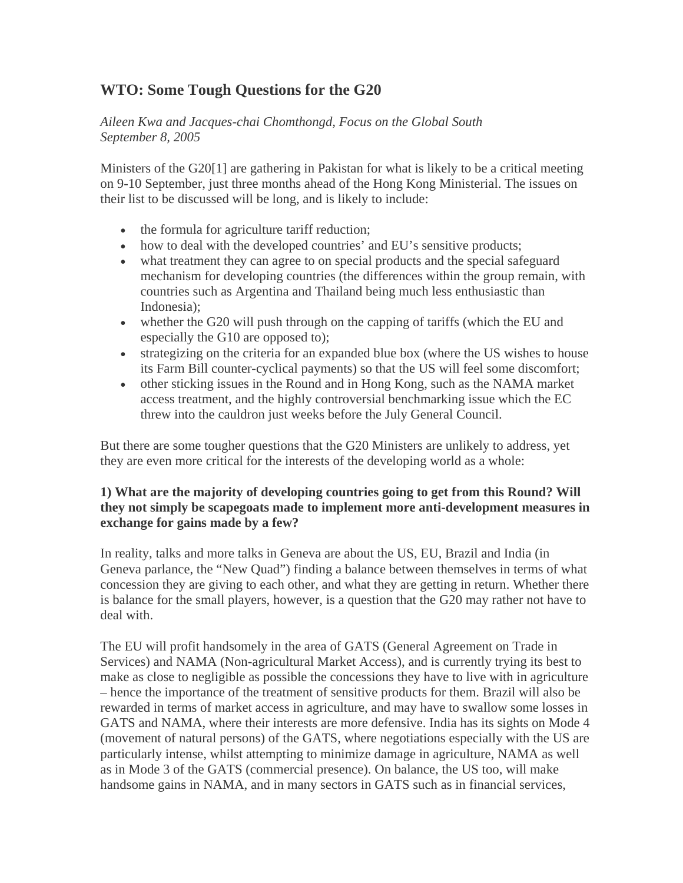## WTO: Some Tough Questions for the G20

*Aileen Kwa and Jacques-chai Chomthongd, Focus on the Global South*
*September 8, 2005*

Ministers of the G20[1] are gathering in Pakistan for what is likely to be a critical meeting on 9-10 September, just three months ahead of the Hong Kong Ministerial. The issues on their list to be discussed will be long, and is likely to include:

- the formula for agriculture tariff reduction;
- how to deal with the developed countries' and EU's sensitive products;
- what treatment they can agree to on special products and the special safeguard mechanism for developing countries (the differences within the group remain, with countries such as Argentina and Thailand being much less enthusiastic than Indonesia);
- whether the G20 will push through on the capping of tariffs (which the EU and especially the G10 are opposed to);
- strategizing on the criteria for an expanded blue box (where the US wishes to house its Farm Bill counter-cyclical payments) so that the US will feel some discomfort;
- other sticking issues in the Round and in Hong Kong, such as the NAMA market access treatment, and the highly controversial benchmarking issue which the EC threw into the cauldron just weeks before the July General Council.

But there are some tougher questions that the G20 Ministers are unlikely to address, yet they are even more critical for the interests of the developing world as a whole:

**1) What are the majority of developing countries going to get from this Round? Will they not simply be scapegoats made to implement more anti-development measures in exchange for gains made by a few?**

In reality, talks and more talks in Geneva are about the US, EU, Brazil and India (in Geneva parlance, the "New Quad") finding a balance between themselves in terms of what concession they are giving to each other, and what they are getting in return. Whether there is balance for the small players, however, is a question that the G20 may rather not have to deal with.

The EU will profit handsomely in the area of GATS (General Agreement on Trade in Services) and NAMA (Non-agricultural Market Access), and is currently trying its best to make as close to negligible as possible the concessions they have to live with in agriculture – hence the importance of the treatment of sensitive products for them. Brazil will also be rewarded in terms of market access in agriculture, and may have to swallow some losses in GATS and NAMA, where their interests are more defensive. India has its sights on Mode 4 (movement of natural persons) of the GATS, where negotiations especially with the US are particularly intense, whilst attempting to minimize damage in agriculture, NAMA as well as in Mode 3 of the GATS (commercial presence). On balance, the US too, will make handsome gains in NAMA, and in many sectors in GATS such as in financial services,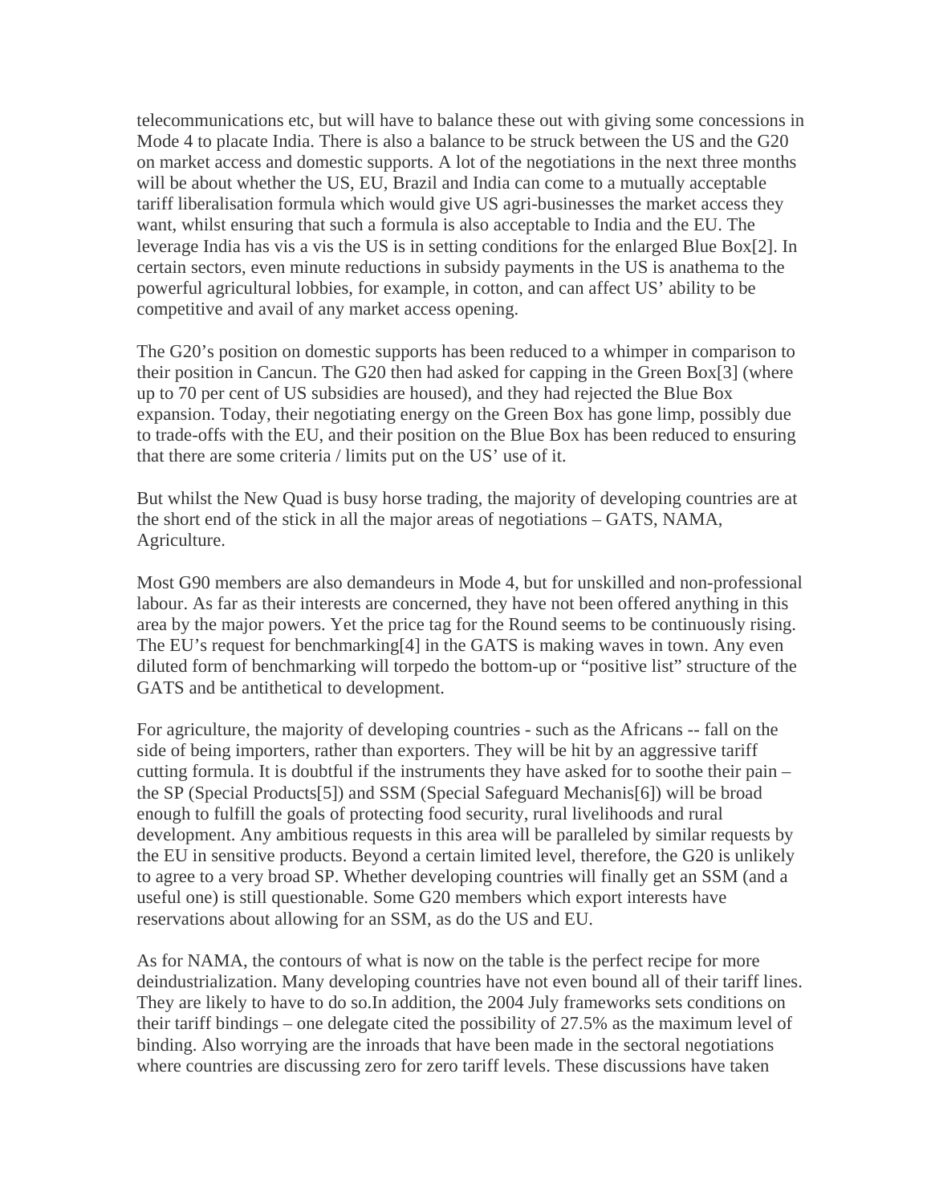telecommunications etc, but will have to balance these out with giving some concessions in Mode 4 to placate India. There is also a balance to be struck between the US and the G20 on market access and domestic supports. A lot of the negotiations in the next three months will be about whether the US, EU, Brazil and India can come to a mutually acceptable tariff liberalisation formula which would give US agri-businesses the market access they want, whilst ensuring that such a formula is also acceptable to India and the EU. The leverage India has vis a vis the US is in setting conditions for the enlarged Blue Box[2]. In certain sectors, even minute reductions in subsidy payments in the US is anathema to the powerful agricultural lobbies, for example, in cotton, and can affect US' ability to be competitive and avail of any market access opening.

The G20's position on domestic supports has been reduced to a whimper in comparison to their position in Cancun. The G20 then had asked for capping in the Green Box[3] (where up to 70 per cent of US subsidies are housed), and they had rejected the Blue Box expansion. Today, their negotiating energy on the Green Box has gone limp, possibly due to trade-offs with the EU, and their position on the Blue Box has been reduced to ensuring that there are some criteria / limits put on the US' use of it.

But whilst the New Quad is busy horse trading, the majority of developing countries are at the short end of the stick in all the major areas of negotiations – GATS, NAMA, Agriculture.

Most G90 members are also demandeurs in Mode 4, but for unskilled and non-professional labour. As far as their interests are concerned, they have not been offered anything in this area by the major powers. Yet the price tag for the Round seems to be continuously rising. The EU's request for benchmarking[4] in the GATS is making waves in town. Any even diluted form of benchmarking will torpedo the bottom-up or "positive list" structure of the GATS and be antithetical to development.

For agriculture, the majority of developing countries - such as the Africans -- fall on the side of being importers, rather than exporters. They will be hit by an aggressive tariff cutting formula. It is doubtful if the instruments they have asked for to soothe their pain – the SP (Special Products[5]) and SSM (Special Safeguard Mechanis[6]) will be broad enough to fulfill the goals of protecting food security, rural livelihoods and rural development. Any ambitious requests in this area will be paralleled by similar requests by the EU in sensitive products. Beyond a certain limited level, therefore, the G20 is unlikely to agree to a very broad SP. Whether developing countries will finally get an SSM (and a useful one) is still questionable. Some G20 members which export interests have reservations about allowing for an SSM, as do the US and EU.

As for NAMA, the contours of what is now on the table is the perfect recipe for more deindustrialization. Many developing countries have not even bound all of their tariff lines. They are likely to have to do so.In addition, the 2004 July frameworks sets conditions on their tariff bindings – one delegate cited the possibility of 27.5% as the maximum level of binding. Also worrying are the inroads that have been made in the sectoral negotiations where countries are discussing zero for zero tariff levels. These discussions have taken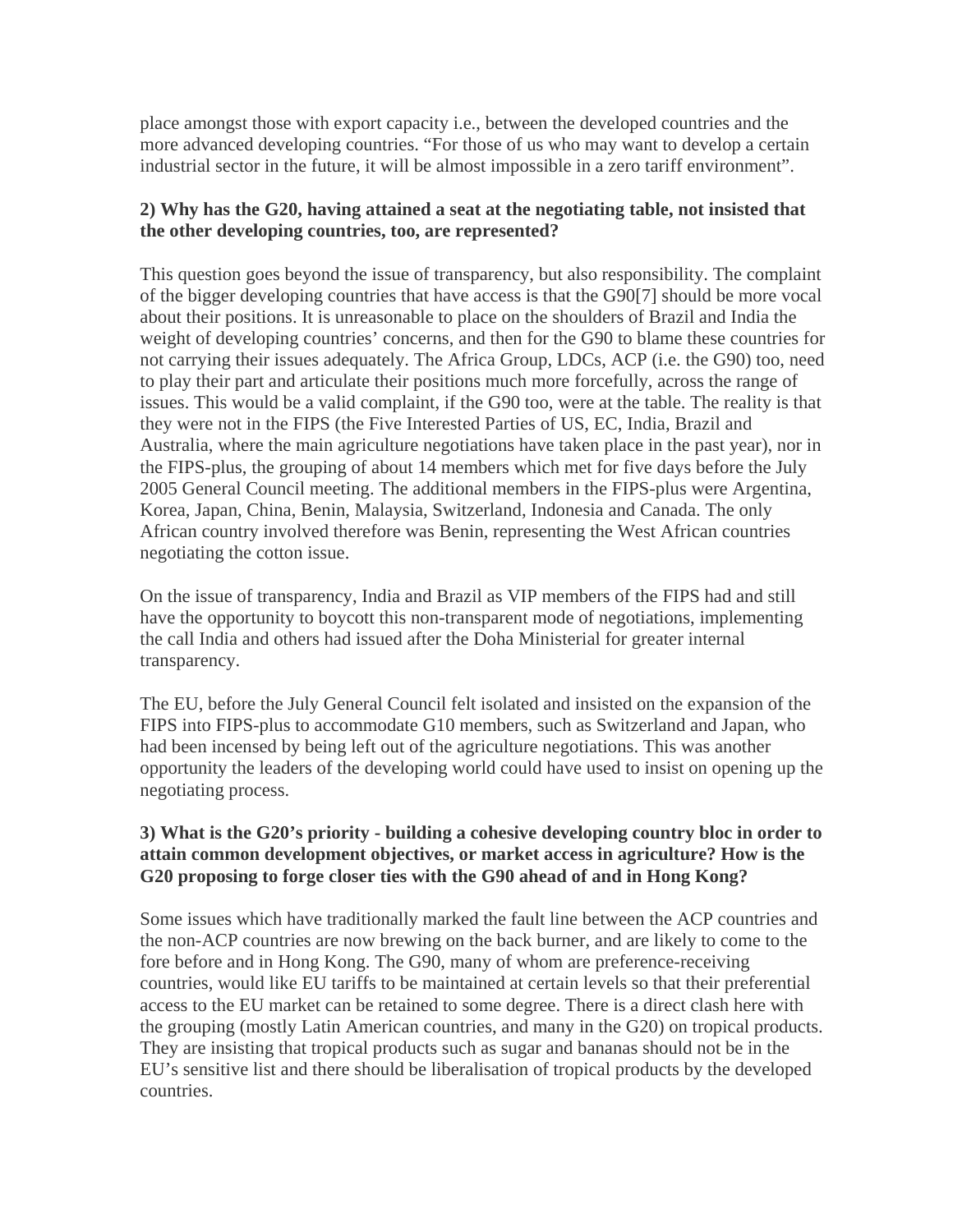place amongst those with export capacity i.e., between the developed countries and the more advanced developing countries. "For those of us who may want to develop a certain industrial sector in the future, it will be almost impossible in a zero tariff environment".

**2) Why has the G20, having attained a seat at the negotiating table, not insisted that the other developing countries, too, are represented?**

This question goes beyond the issue of transparency, but also responsibility. The complaint of the bigger developing countries that have access is that the G90[7] should be more vocal about their positions. It is unreasonable to place on the shoulders of Brazil and India the weight of developing countries' concerns, and then for the G90 to blame these countries for not carrying their issues adequately. The Africa Group, LDCs, ACP (i.e. the G90) too, need to play their part and articulate their positions much more forcefully, across the range of issues. This would be a valid complaint, if the G90 too, were at the table. The reality is that they were not in the FIPS (the Five Interested Parties of US, EC, India, Brazil and Australia, where the main agriculture negotiations have taken place in the past year), nor in the FIPS-plus, the grouping of about 14 members which met for five days before the July 2005 General Council meeting. The additional members in the FIPS-plus were Argentina, Korea, Japan, China, Benin, Malaysia, Switzerland, Indonesia and Canada. The only African country involved therefore was Benin, representing the West African countries negotiating the cotton issue.

On the issue of transparency, India and Brazil as VIP members of the FIPS had and still have the opportunity to boycott this non-transparent mode of negotiations, implementing the call India and others had issued after the Doha Ministerial for greater internal transparency.

The EU, before the July General Council felt isolated and insisted on the expansion of the FIPS into FIPS-plus to accommodate G10 members, such as Switzerland and Japan, who had been incensed by being left out of the agriculture negotiations. This was another opportunity the leaders of the developing world could have used to insist on opening up the negotiating process.

**3) What is the G20's priority - building a cohesive developing country bloc in order to attain common development objectives, or market access in agriculture? How is the G20 proposing to forge closer ties with the G90 ahead of and in Hong Kong?**

Some issues which have traditionally marked the fault line between the ACP countries and the non-ACP countries are now brewing on the back burner, and are likely to come to the fore before and in Hong Kong. The G90, many of whom are preference-receiving countries, would like EU tariffs to be maintained at certain levels so that their preferential access to the EU market can be retained to some degree. There is a direct clash here with the grouping (mostly Latin American countries, and many in the G20) on tropical products. They are insisting that tropical products such as sugar and bananas should not be in the EU's sensitive list and there should be liberalisation of tropical products by the developed countries.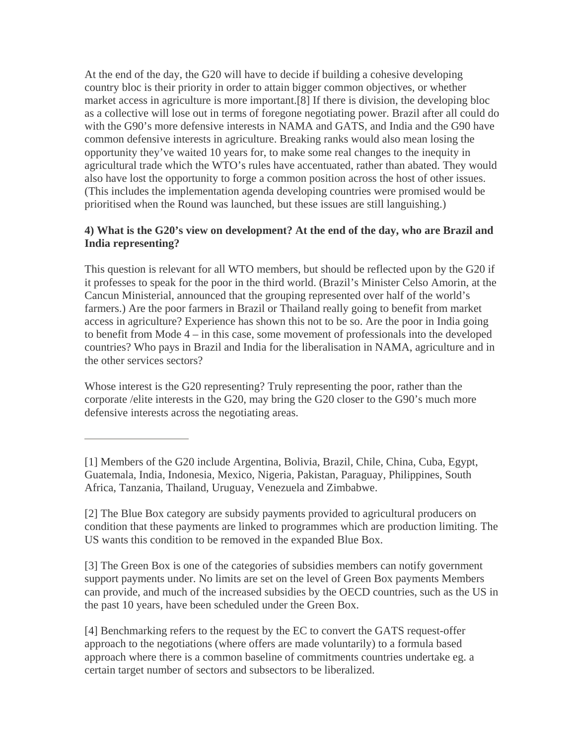At the end of the day, the G20 will have to decide if building a cohesive developing country bloc is their priority in order to attain bigger common objectives, or whether market access in agriculture is more important.[8] If there is division, the developing bloc as a collective will lose out in terms of foregone negotiating power. Brazil after all could do with the G90's more defensive interests in NAMA and GATS, and India and the G90 have common defensive interests in agriculture. Breaking ranks would also mean losing the opportunity they've waited 10 years for, to make some real changes to the inequity in agricultural trade which the WTO's rules have accentuated, rather than abated. They would also have lost the opportunity to forge a common position across the host of other issues. (This includes the implementation agenda developing countries were promised would be prioritised when the Round was launched, but these issues are still languishing.)

**4) What is the G20's view on development? At the end of the day, who are Brazil and India representing?**

This question is relevant for all WTO members, but should be reflected upon by the G20 if it professes to speak for the poor in the third world. (Brazil's Minister Celso Amorin, at the Cancun Ministerial, announced that the grouping represented over half of the world's farmers.) Are the poor farmers in Brazil or Thailand really going to benefit from market access in agriculture? Experience has shown this not to be so. Are the poor in India going to benefit from Mode 4 – in this case, some movement of professionals into the developed countries? Who pays in Brazil and India for the liberalisation in NAMA, agriculture and in the other services sectors?

Whose interest is the G20 representing? Truly representing the poor, rather than the corporate /elite interests in the G20, may bring the G20 closer to the G90's much more defensive interests across the negotiating areas.

---

[1] Members of the G20 include Argentina, Bolivia, Brazil, Chile, China, Cuba, Egypt, Guatemala, India, Indonesia, Mexico, Nigeria, Pakistan, Paraguay, Philippines, South Africa, Tanzania, Thailand, Uruguay, Venezuela and Zimbabwe.

[2] The Blue Box category are subsidy payments provided to agricultural producers on condition that these payments are linked to programmes which are production limiting. The US wants this condition to be removed in the expanded Blue Box.

[3] The Green Box is one of the categories of subsidies members can notify government support payments under. No limits are set on the level of Green Box payments Members can provide, and much of the increased subsidies by the OECD countries, such as the US in the past 10 years, have been scheduled under the Green Box.

[4] Benchmarking refers to the request by the EC to convert the GATS request-offer approach to the negotiations (where offers are made voluntarily) to a formula based approach where there is a common baseline of commitments countries undertake eg. a certain target number of sectors and subsectors to be liberalized.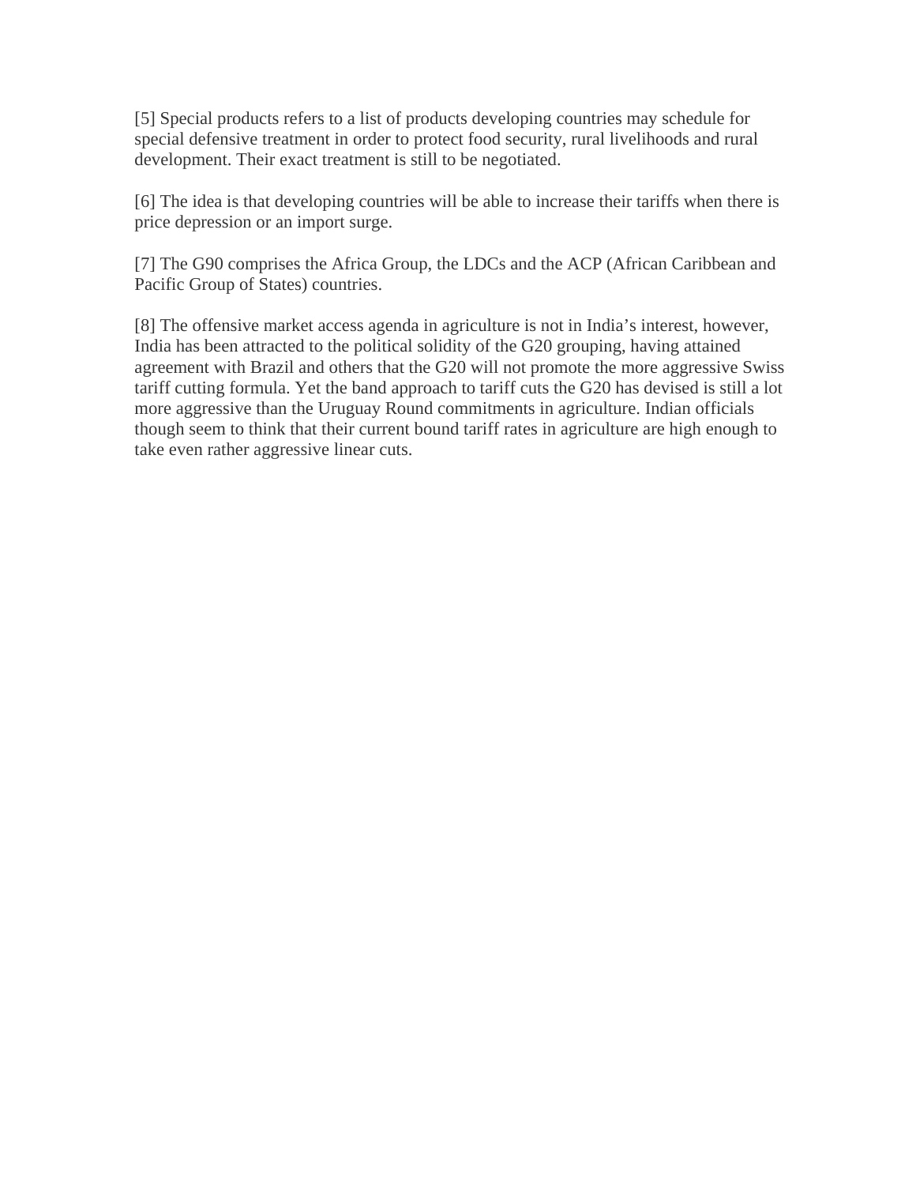[5] Special products refers to a list of products developing countries may schedule for special defensive treatment in order to protect food security, rural livelihoods and rural development. Their exact treatment is still to be negotiated.

[6] The idea is that developing countries will be able to increase their tariffs when there is price depression or an import surge.

[7] The G90 comprises the Africa Group, the LDCs and the ACP (African Caribbean and Pacific Group of States) countries.

[8] The offensive market access agenda in agriculture is not in India's interest, however, India has been attracted to the political solidity of the G20 grouping, having attained agreement with Brazil and others that the G20 will not promote the more aggressive Swiss tariff cutting formula. Yet the band approach to tariff cuts the G20 has devised is still a lot more aggressive than the Uruguay Round commitments in agriculture. Indian officials though seem to think that their current bound tariff rates in agriculture are high enough to take even rather aggressive linear cuts.